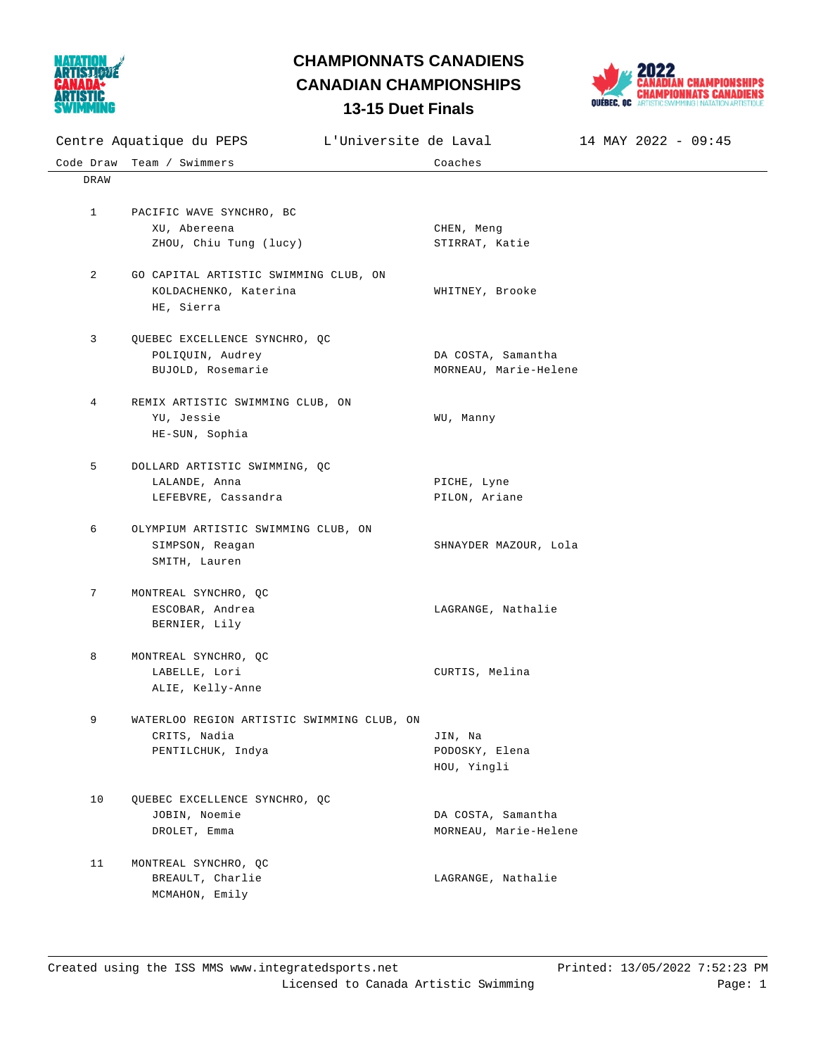# CHAMPIONNATS CANADIENS

# CANADIAN CHAMPIONSHIPS

## 13-15 Duet Finals

Centre Aquatique du PEPS — L'Universite de Laval — 14 MAY 2022 - 09:45

| Code Draw | Team / Swimmers | Coaches |
|---|---|---|
| DRAW | | |
| 1 | PACIFIC WAVE SYNCHRO, BC | |
| | XU, Abereena | CHEN, Meng |
| | ZHOU, Chiu Tung (lucy) | STIRRAT, Katie |
| 2 | GO CAPITAL ARTISTIC SWIMMING CLUB, ON | |
| | KOLDACHENKO, Katerina | WHITNEY, Brooke |
| | HE, Sierra | |
| 3 | QUEBEC EXCELLENCE SYNCHRO, QC | |
| | POLIQUIN, Audrey | DA COSTA, Samantha |
| | BUJOLD, Rosemarie | MORNEAU, Marie-Helene |
| 4 | REMIX ARTISTIC SWIMMING CLUB, ON | |
| | YU, Jessie | WU, Manny |
| | HE-SUN, Sophia | |
| 5 | DOLLARD ARTISTIC SWIMMING, QC | |
| | LALANDE, Anna | PICHE, Lyne |
| | LEFEBVRE, Cassandra | PILON, Ariane |
| 6 | OLYMPIUM ARTISTIC SWIMMING CLUB, ON | |
| | SIMPSON, Reagan | SHNAYDER MAZOUR, Lola |
| | SMITH, Lauren | |
| 7 | MONTREAL SYNCHRO, QC | |
| | ESCOBAR, Andrea | LAGRANGE, Nathalie |
| | BERNIER, Lily | |
| 8 | MONTREAL SYNCHRO, QC | |
| | LABELLE, Lori | CURTIS, Melina |
| | ALIE, Kelly-Anne | |
| 9 | WATERLOO REGION ARTISTIC SWIMMING CLUB, ON | |
| | CRITS, Nadia | JIN, Na |
| | PENTILCHUK, Indya | PODOSKY, Elena |
| | | HOU, Yingli |
| 10 | QUEBEC EXCELLENCE SYNCHRO, QC | |
| | JOBIN, Noemie | DA COSTA, Samantha |
| | DROLET, Emma | MORNEAU, Marie-Helene |
| 11 | MONTREAL SYNCHRO, QC | |
| | BREAULT, Charlie | LAGRANGE, Nathalie |
| | MCMAHON, Emily | |

Created using the ISS MMS www.integratedsports.net — Printed: 13/05/2022 7:52:23 PM

Licensed to Canada Artistic Swimming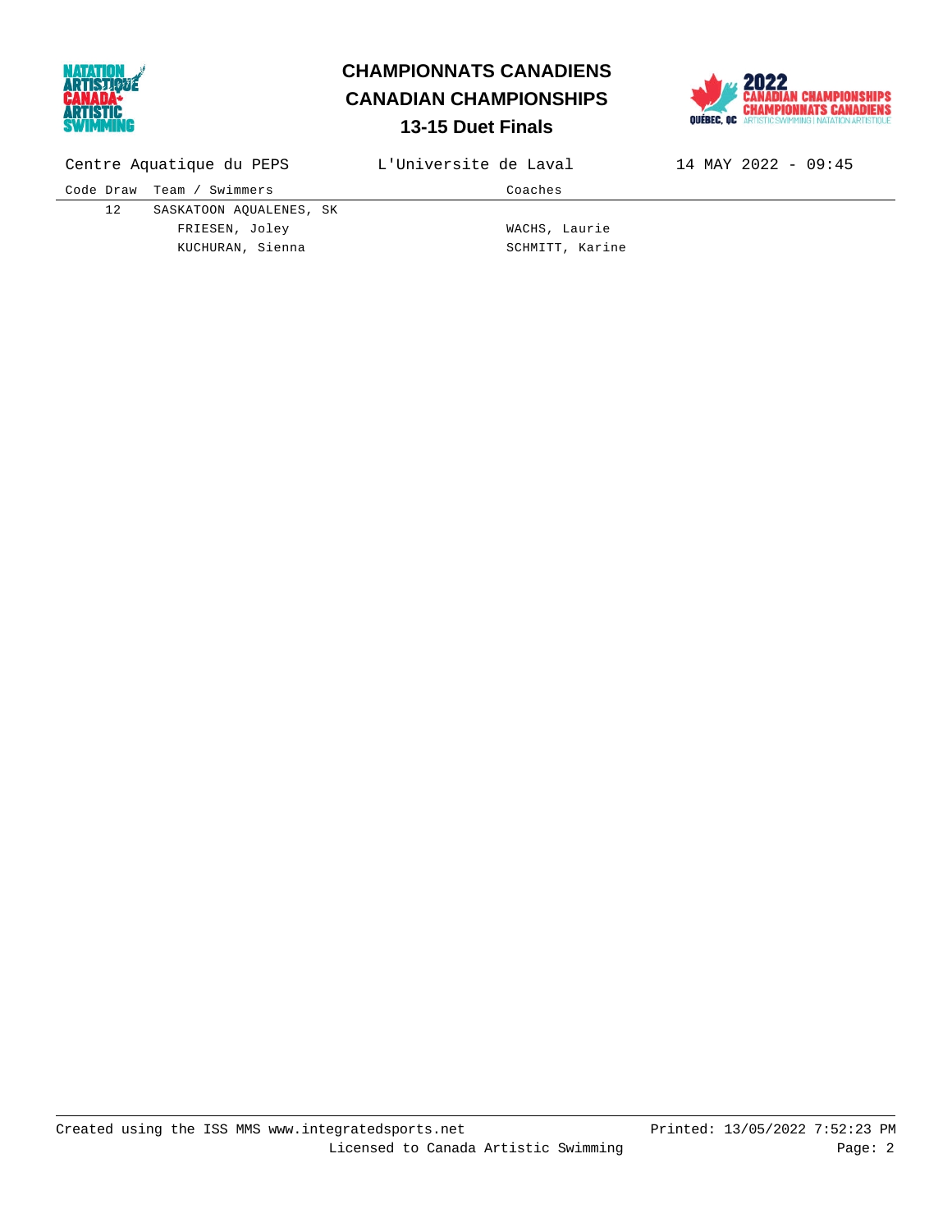# CHAMPIONNATS CANADIENS
# CANADIAN CHAMPIONSHIPS
## 13-15 Duet Finals

Centre Aquatique du PEPS | L'Universite de Laval | 14 MAY 2022 - 09:45

| Code | Draw | Team / Swimmers | Coaches |
|---|---|---|---|
| | 12 | SASKATOON AQUALENES, SK | |
| | | FRIESEN, Joley | WACHS, Laurie |
| | | KUCHURAN, Sienna | SCHMITT, Karine |

Created using the ISS MMS www.integratedsports.net
Printed: 13/05/2022 7:52:23 PM
Licensed to Canada Artistic Swimming